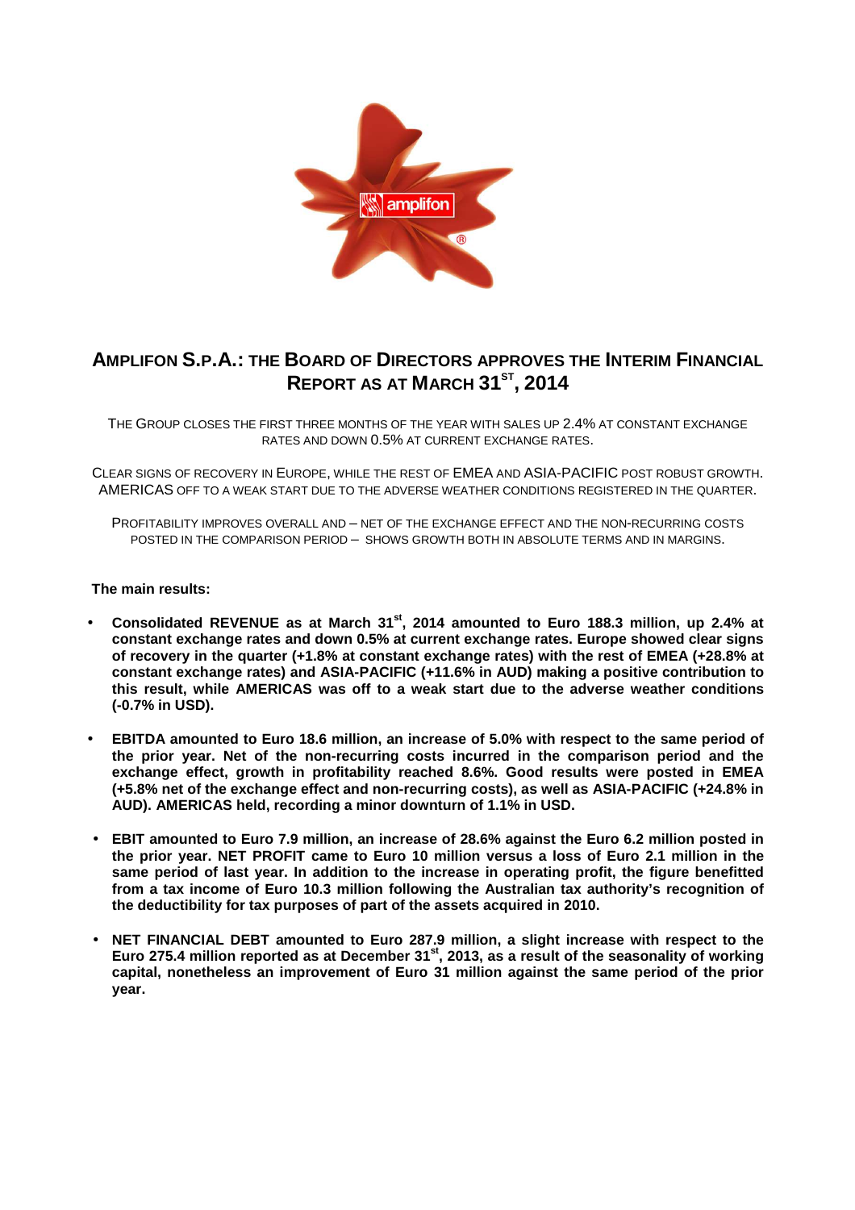# AMPLIFON S.P.A.: THE BOARD OF DIRECTORS APPROVES THE INTERIM FINANCIAL REPORT AS AT MARCH 31ST, 2014

THE GROUP CLOSES THE FIRST THREE MONTHS OF THE YEAR WITH SALES UP 2.4% AT CONSTANT EXCHANGE RATES AND DOWN 0.5% AT CURRENT EXCHANGE RATES.

CLEAR SIGNS OF RECOVERY IN EUROPE, WHILE THE REST OF EMEA AND ASIA-PACIFIC POST ROBUST GROWTH. AMERICAS OFF TO A WEAK START DUE TO THE ADVERSE WEATHER CONDITIONS REGISTERED IN THE QUARTER.

PROFITABILITY IMPROVES OVERALL AND – NET OF THE EXCHANGE EFFECT AND THE NON-RECURRING COSTS POSTED IN THE COMPARISON PERIOD – SHOWS GROWTH BOTH IN ABSOLUTE TERMS AND IN MARGINS.

**The main results:**

- **Consolidated REVENUE as at March 31st, 2014 amounted to Euro 188.3 million, up 2.4% at constant exchange rates and down 0.5% at current exchange rates. Europe showed clear signs of recovery in the quarter (+1.8% at constant exchange rates) with the rest of EMEA (+28.8% at constant exchange rates) and ASIA-PACIFIC (+11.6% in AUD) making a positive contribution to this result, while AMERICAS was off to a weak start due to the adverse weather conditions (-0.7% in USD).**

- **EBITDA amounted to Euro 18.6 million, an increase of 5.0% with respect to the same period of the prior year. Net of the non-recurring costs incurred in the comparison period and the exchange effect, growth in profitability reached 8.6%. Good results were posted in EMEA (+5.8% net of the exchange effect and non-recurring costs), as well as ASIA-PACIFIC (+24.8% in AUD). AMERICAS held, recording a minor downturn of 1.1% in USD.**

- **EBIT amounted to Euro 7.9 million, an increase of 28.6% against the Euro 6.2 million posted in the prior year. NET PROFIT came to Euro 10 million versus a loss of Euro 2.1 million in the same period of last year. In addition to the increase in operating profit, the figure benefitted from a tax income of Euro 10.3 million following the Australian tax authority's recognition of the deductibility for tax purposes of part of the assets acquired in 2010.**

- **NET FINANCIAL DEBT amounted to Euro 287.9 million, a slight increase with respect to the Euro 275.4 million reported as at December 31st, 2013, as a result of the seasonality of working capital, nonetheless an improvement of Euro 31 million against the same period of the prior year.**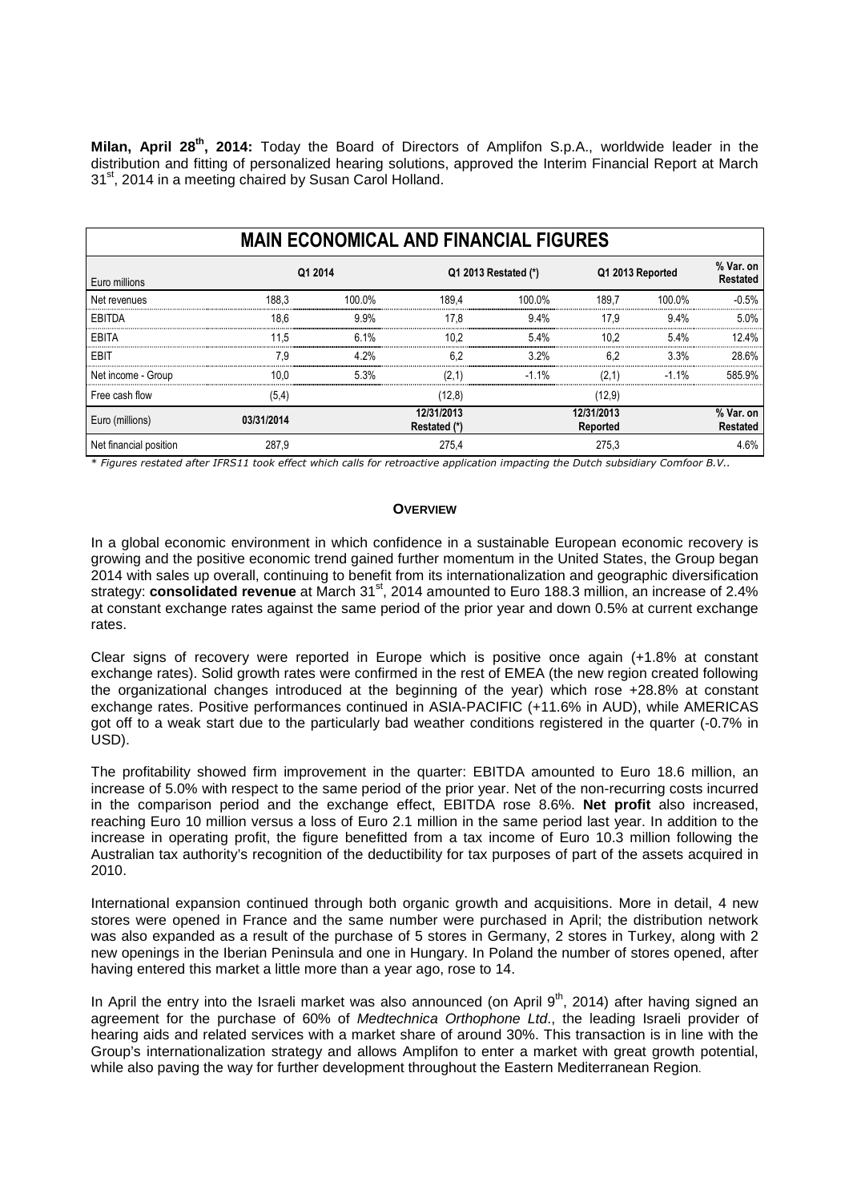**Milan, April 28th, 2014:** Today the Board of Directors of Amplifon S.p.A., worldwide leader in the distribution and fitting of personalized hearing solutions, approved the Interim Financial Report at March 31st, 2014 in a meeting chaired by Susan Carol Holland.

## MAIN ECONOMICAL AND FINANCIAL FIGURES

| Euro millions | Q1 2014 | | Q1 2013 Restated (*) | | Q1 2013 Reported | | % Var. on Restated |
|---|---|---|---|---|---|---|---|
| Net revenues | 188,3 | 100.0% | 189,4 | 100.0% | 189,7 | 100.0% | -0.5% |
| EBITDA | 18,6 | 9.9% | 17,8 | 9.4% | 17,9 | 9.4% | 5.0% |
| EBITA | 11,5 | 6.1% | 10,2 | 5.4% | 10,2 | 5.4% | 12.4% |
| EBIT | 7,9 | 4.2% | 6,2 | 3.2% | 6,2 | 3.3% | 28.6% |
| Net income - Group | 10,0 | 5.3% | (2,1) | -1.1% | (2,1) | -1.1% | 585.9% |
| Free cash flow | (5,4) | | (12,8) | | (12,9) | | |
| Euro (millions) | 03/31/2014 | | 12/31/2013 Restated (*) | | 12/31/2013 Reported | | % Var. on Restated |
| Net financial position | 287,9 | | 275,4 | | 275,3 | | 4.6% |

*\* Figures restated after IFRS11 took effect which calls for retroactive application impacting the Dutch subsidiary Comfoor B.V..*

### OVERVIEW

In a global economic environment in which confidence in a sustainable European economic recovery is growing and the positive economic trend gained further momentum in the United States, the Group began 2014 with sales up overall, continuing to benefit from its internationalization and geographic diversification strategy: **consolidated revenue** at March 31st, 2014 amounted to Euro 188.3 million, an increase of 2.4% at constant exchange rates against the same period of the prior year and down 0.5% at current exchange rates.

Clear signs of recovery were reported in Europe which is positive once again (+1.8% at constant exchange rates). Solid growth rates were confirmed in the rest of EMEA (the new region created following the organizational changes introduced at the beginning of the year) which rose +28.8% at constant exchange rates. Positive performances continued in ASIA-PACIFIC (+11.6% in AUD), while AMERICAS got off to a weak start due to the particularly bad weather conditions registered in the quarter (-0.7% in USD).

The profitability showed firm improvement in the quarter: EBITDA amounted to Euro 18.6 million, an increase of 5.0% with respect to the same period of the prior year. Net of the non-recurring costs incurred in the comparison period and the exchange effect, EBITDA rose 8.6%. **Net profit** also increased, reaching Euro 10 million versus a loss of Euro 2.1 million in the same period last year. In addition to the increase in operating profit, the figure benefitted from a tax income of Euro 10.3 million following the Australian tax authority's recognition of the deductibility for tax purposes of part of the assets acquired in 2010.

International expansion continued through both organic growth and acquisitions. More in detail, 4 new stores were opened in France and the same number were purchased in April; the distribution network was also expanded as a result of the purchase of 5 stores in Germany, 2 stores in Turkey, along with 2 new openings in the Iberian Peninsula and one in Hungary. In Poland the number of stores opened, after having entered this market a little more than a year ago, rose to 14.

In April the entry into the Israeli market was also announced (on April 9th, 2014) after having signed an agreement for the purchase of 60% of *Medtechnica Orthophone Ltd*., the leading Israeli provider of hearing aids and related services with a market share of around 30%. This transaction is in line with the Group's internationalization strategy and allows Amplifon to enter a market with great growth potential, while also paving the way for further development throughout the Eastern Mediterranean Region.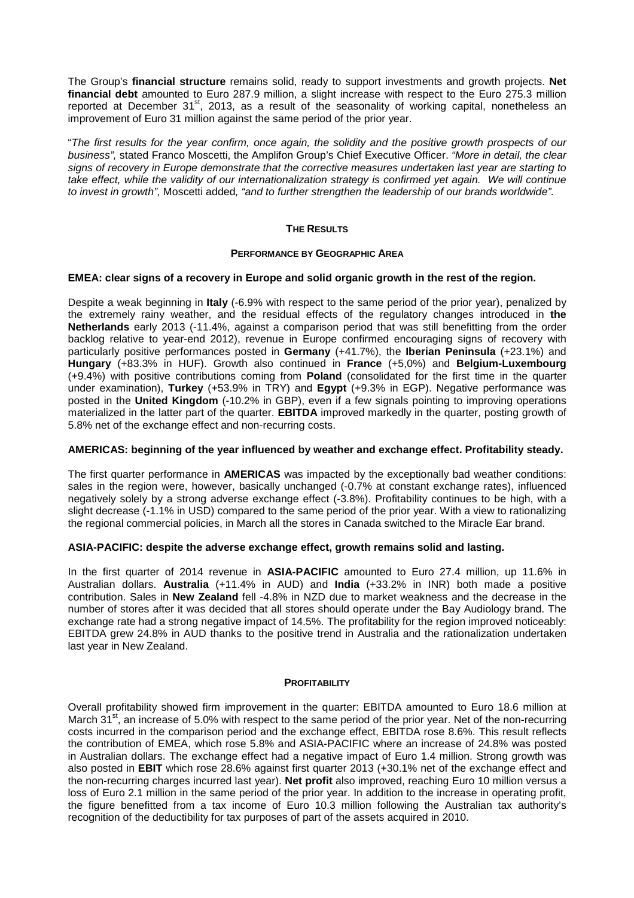The Group's **financial structure** remains solid, ready to support investments and growth projects. **Net financial debt** amounted to Euro 287.9 million, a slight increase with respect to the Euro 275.3 million reported at December 31st, 2013, as a result of the seasonality of working capital, nonetheless an improvement of Euro 31 million against the same period of the prior year.

"*The first results for the year confirm, once again, the solidity and the positive growth prospects of our business",* stated Franco Moscetti, the Amplifon Group's Chief Executive Officer. *"More in detail, the clear signs of recovery in Europe demonstrate that the corrective measures undertaken last year are starting to take effect, while the validity of our internationalization strategy is confirmed yet again. We will continue to invest in growth",* Moscetti added*, "and to further strengthen the leadership of our brands worldwide".*

## THE RESULTS

### PERFORMANCE BY GEOGRAPHIC AREA

**EMEA: clear signs of a recovery in Europe and solid organic growth in the rest of the region.**

Despite a weak beginning in **Italy** (-6.9% with respect to the same period of the prior year), penalized by the extremely rainy weather, and the residual effects of the regulatory changes introduced in **the Netherlands** early 2013 (-11.4%, against a comparison period that was still benefitting from the order backlog relative to year-end 2012), revenue in Europe confirmed encouraging signs of recovery with particularly positive performances posted in **Germany** (+41.7%), the **Iberian Peninsula** (+23.1%) and **Hungary** (+83.3% in HUF). Growth also continued in **France** (+5,0%) and **Belgium-Luxembourg** (+9.4%) with positive contributions coming from **Poland** (consolidated for the first time in the quarter under examination), **Turkey** (+53.9% in TRY) and **Egypt** (+9.3% in EGP). Negative performance was posted in the **United Kingdom** (-10.2% in GBP), even if a few signals pointing to improving operations materialized in the latter part of the quarter. **EBITDA** improved markedly in the quarter, posting growth of 5.8% net of the exchange effect and non-recurring costs.

**AMERICAS: beginning of the year influenced by weather and exchange effect. Profitability steady.**

The first quarter performance in **AMERICAS** was impacted by the exceptionally bad weather conditions: sales in the region were, however, basically unchanged (-0.7% at constant exchange rates), influenced negatively solely by a strong adverse exchange effect (-3.8%). Profitability continues to be high, with a slight decrease (-1.1% in USD) compared to the same period of the prior year. With a view to rationalizing the regional commercial policies, in March all the stores in Canada switched to the Miracle Ear brand.

**ASIA-PACIFIC: despite the adverse exchange effect, growth remains solid and lasting.**

In the first quarter of 2014 revenue in **ASIA-PACIFIC** amounted to Euro 27.4 million, up 11.6% in Australian dollars. **Australia** (+11.4% in AUD) and **India** (+33.2% in INR) both made a positive contribution. Sales in **New Zealand** fell -4.8% in NZD due to market weakness and the decrease in the number of stores after it was decided that all stores should operate under the Bay Audiology brand. The exchange rate had a strong negative impact of 14.5%. The profitability for the region improved noticeably: EBITDA grew 24.8% in AUD thanks to the positive trend in Australia and the rationalization undertaken last year in New Zealand.

### PROFITABILITY

Overall profitability showed firm improvement in the quarter: EBITDA amounted to Euro 18.6 million at March 31st, an increase of 5.0% with respect to the same period of the prior year. Net of the non-recurring costs incurred in the comparison period and the exchange effect, EBITDA rose 8.6%. This result reflects the contribution of EMEA, which rose 5.8% and ASIA-PACIFIC where an increase of 24.8% was posted in Australian dollars. The exchange effect had a negative impact of Euro 1.4 million. Strong growth was also posted in **EBIT** which rose 28.6% against first quarter 2013 (+30.1% net of the exchange effect and the non-recurring charges incurred last year). **Net profit** also improved, reaching Euro 10 million versus a loss of Euro 2.1 million in the same period of the prior year. In addition to the increase in operating profit, the figure benefitted from a tax income of Euro 10.3 million following the Australian tax authority's recognition of the deductibility for tax purposes of part of the assets acquired in 2010.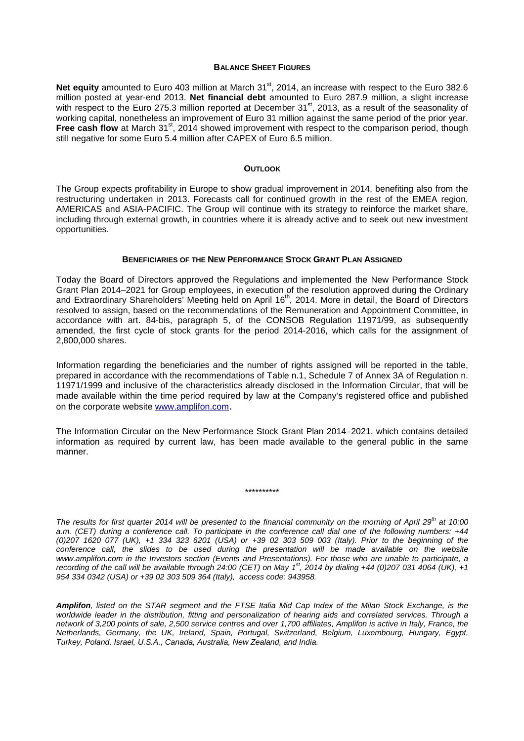## BALANCE SHEET FIGURES

**Net equity** amounted to Euro 403 million at March 31st, 2014, an increase with respect to the Euro 382.6 million posted at year-end 2013. **Net financial debt** amounted to Euro 287.9 million, a slight increase with respect to the Euro 275.3 million reported at December 31st, 2013, as a result of the seasonality of working capital, nonetheless an improvement of Euro 31 million against the same period of the prior year. **Free cash flow** at March 31st, 2014 showed improvement with respect to the comparison period, though still negative for some Euro 5.4 million after CAPEX of Euro 6.5 million.

## OUTLOOK

The Group expects profitability in Europe to show gradual improvement in 2014, benefiting also from the restructuring undertaken in 2013. Forecasts call for continued growth in the rest of the EMEA region, AMERICAS and ASIA-PACIFIC. The Group will continue with its strategy to reinforce the market share, including through external growth, in countries where it is already active and to seek out new investment opportunities.

## BENEFICIARIES OF THE NEW PERFORMANCE STOCK GRANT PLAN ASSIGNED

Today the Board of Directors approved the Regulations and implemented the New Performance Stock Grant Plan 2014–2021 for Group employees, in execution of the resolution approved during the Ordinary and Extraordinary Shareholders' Meeting held on April 16th, 2014. More in detail, the Board of Directors resolved to assign, based on the recommendations of the Remuneration and Appointment Committee, in accordance with art. 84-bis, paragraph 5, of the CONSOB Regulation 11971/99, as subsequently amended, the first cycle of stock grants for the period 2014-2016, which calls for the assignment of 2,800,000 shares.

Information regarding the beneficiaries and the number of rights assigned will be reported in the table, prepared in accordance with the recommendations of Table n.1, Schedule 7 of Annex 3A of Regulation n. 11971/1999 and inclusive of the characteristics already disclosed in the Information Circular, that will be made available within the time period required by law at the Company's registered office and published on the corporate website www.amplifon.com.

The Information Circular on the New Performance Stock Grant Plan 2014–2021, which contains detailed information as required by current law, has been made available to the general public in the same manner.

**********

*The results for first quarter 2014 will be presented to the financial community on the morning of April 29th at 10:00 a.m. (CET) during a conference call. To participate in the conference call dial one of the following numbers: +44 (0)207 1620 077 (UK), +1 334 323 6201 (USA) or +39 02 303 509 003 (Italy). Prior to the beginning of the conference call, the slides to be used during the presentation will be made available on the website www.amplifon.com in the Investors section (Events and Presentations). For those who are unable to participate, a recording of the call will be available through 24:00 (CET) on May 1st, 2014 by dialing +44 (0)207 031 4064 (UK), +1 954 334 0342 (USA) or +39 02 303 509 364 (Italy), access code: 943958.*

***Amplifon**, listed on the STAR segment and the FTSE Italia Mid Cap Index of the Milan Stock Exchange, is the worldwide leader in the distribution, fitting and personalization of hearing aids and correlated services. Through a network of 3,200 points of sale, 2,500 service centres and over 1,700 affiliates, Amplifon is active in Italy, France, the Netherlands, Germany, the UK, Ireland, Spain, Portugal, Switzerland, Belgium, Luxembourg, Hungary, Egypt, Turkey, Poland, Israel, U.S.A., Canada, Australia, New Zealand, and India.*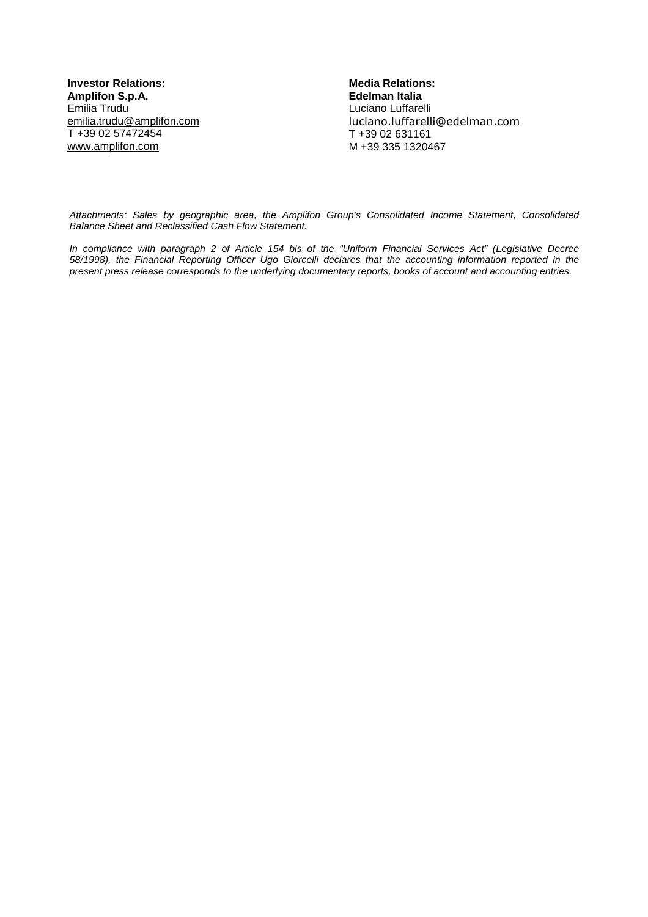**Investor Relations:**
**Amplifon S.p.A.**
Emilia Trudu
emilia.trudu@amplifon.com
T +39 02 57472454
www.amplifon.com

**Media Relations:**
**Edelman Italia**
Luciano Luffarelli
luciano.luffarelli@edelman.com
T +39 02 631161
M +39 335 1320467

*Attachments: Sales by geographic area, the Amplifon Group's Consolidated Income Statement, Consolidated Balance Sheet and Reclassified Cash Flow Statement.*

*In compliance with paragraph 2 of Article 154 bis of the "Uniform Financial Services Act" (Legislative Decree 58/1998), the Financial Reporting Officer Ugo Giorcelli declares that the accounting information reported in the present press release corresponds to the underlying documentary reports, books of account and accounting entries.*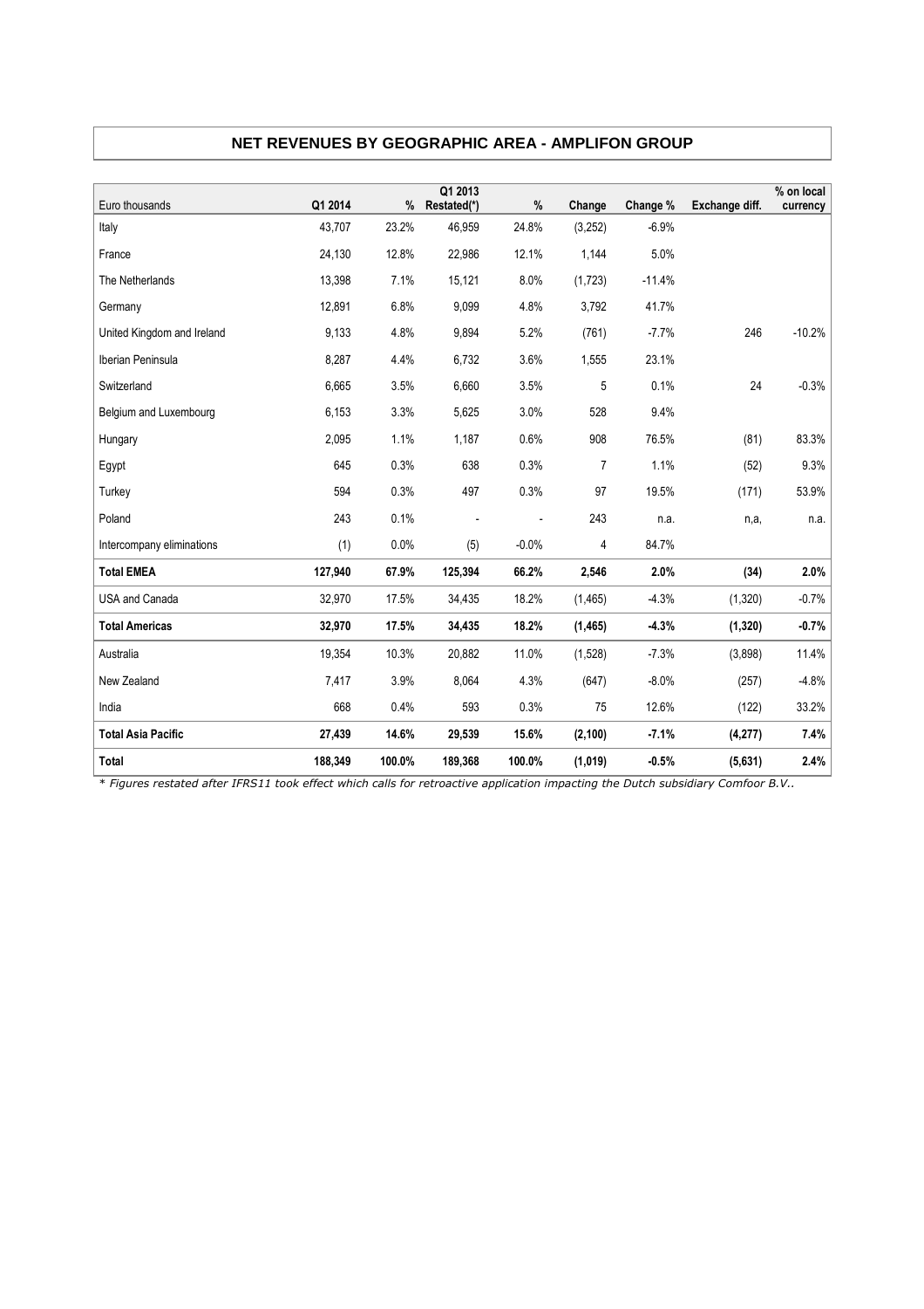## NET REVENUES BY GEOGRAPHIC AREA - AMPLIFON GROUP

| Euro thousands | Q1 2014 | % | Q1 2013 Restated(*) | % | Change | Change % | Exchange diff. | % on local currency |
|---|---|---|---|---|---|---|---|---|
| Italy | 43,707 | 23.2% | 46,959 | 24.8% | (3,252) | -6.9% | | |
| France | 24,130 | 12.8% | 22,986 | 12.1% | 1,144 | 5.0% | | |
| The Netherlands | 13,398 | 7.1% | 15,121 | 8.0% | (1,723) | -11.4% | | |
| Germany | 12,891 | 6.8% | 9,099 | 4.8% | 3,792 | 41.7% | | |
| United Kingdom and Ireland | 9,133 | 4.8% | 9,894 | 5.2% | (761) | -7.7% | 246 | -10.2% |
| Iberian Peninsula | 8,287 | 4.4% | 6,732 | 3.6% | 1,555 | 23.1% | | |
| Switzerland | 6,665 | 3.5% | 6,660 | 3.5% | 5 | 0.1% | 24 | -0.3% |
| Belgium and Luxembourg | 6,153 | 3.3% | 5,625 | 3.0% | 528 | 9.4% | | |
| Hungary | 2,095 | 1.1% | 1,187 | 0.6% | 908 | 76.5% | (81) | 83.3% |
| Egypt | 645 | 0.3% | 638 | 0.3% | 7 | 1.1% | (52) | 9.3% |
| Turkey | 594 | 0.3% | 497 | 0.3% | 97 | 19.5% | (171) | 53.9% |
| Poland | 243 | 0.1% | - | - | 243 | n.a. | n,a, | n.a. |
| Intercompany eliminations | (1) | 0.0% | (5) | -0.0% | 4 | 84.7% | | |
| **Total EMEA** | **127,940** | **67.9%** | **125,394** | **66.2%** | **2,546** | **2.0%** | **(34)** | **2.0%** |
| USA and Canada | 32,970 | 17.5% | 34,435 | 18.2% | (1,465) | -4.3% | (1,320) | -0.7% |
| **Total Americas** | **32,970** | **17.5%** | **34,435** | **18.2%** | **(1,465)** | **-4.3%** | **(1,320)** | **-0.7%** |
| Australia | 19,354 | 10.3% | 20,882 | 11.0% | (1,528) | -7.3% | (3,898) | 11.4% |
| New Zealand | 7,417 | 3.9% | 8,064 | 4.3% | (647) | -8.0% | (257) | -4.8% |
| India | 668 | 0.4% | 593 | 0.3% | 75 | 12.6% | (122) | 33.2% |
| **Total Asia Pacific** | **27,439** | **14.6%** | **29,539** | **15.6%** | **(2,100)** | **-7.1%** | **(4,277)** | **7.4%** |
| **Total** | **188,349** | **100.0%** | **189,368** | **100.0%** | **(1,019)** | **-0.5%** | **(5,631)** | **2.4%** |

*\* Figures restated after IFRS11 took effect which calls for retroactive application impacting the Dutch subsidiary Comfoor B.V..*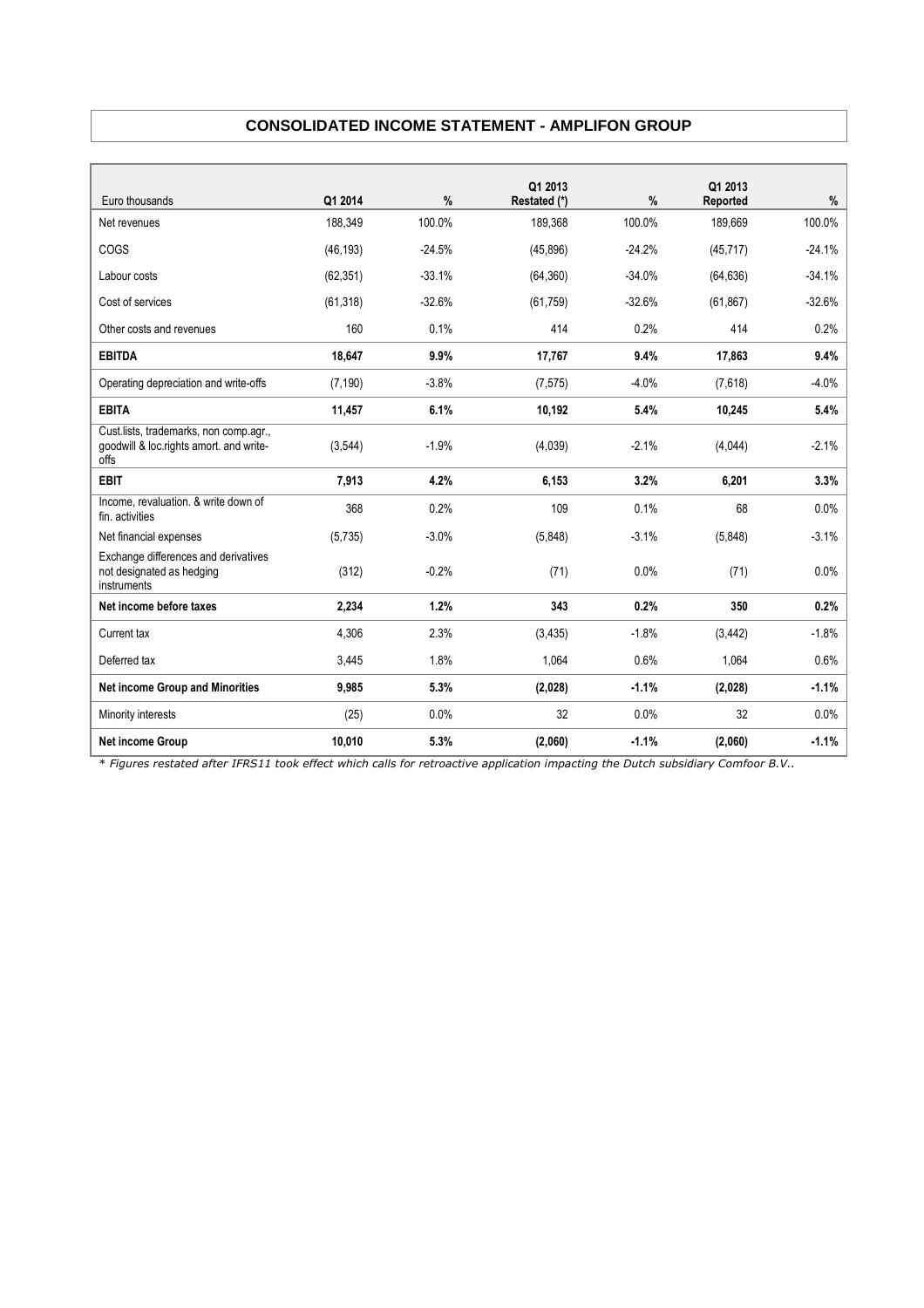## CONSOLIDATED INCOME STATEMENT - AMPLIFON GROUP

| Euro thousands | Q1 2014 | % | Q1 2013 Restated (*) | % | Q1 2013 Reported | % |
|---|---|---|---|---|---|---|
| Net revenues | 188,349 | 100.0% | 189,368 | 100.0% | 189,669 | 100.0% |
| COGS | (46,193) | -24.5% | (45,896) | -24.2% | (45,717) | -24.1% |
| Labour costs | (62,351) | -33.1% | (64,360) | -34.0% | (64,636) | -34.1% |
| Cost of services | (61,318) | -32.6% | (61,759) | -32.6% | (61,867) | -32.6% |
| Other costs and revenues | 160 | 0.1% | 414 | 0.2% | 414 | 0.2% |
| **EBITDA** | **18,647** | **9.9%** | **17,767** | **9.4%** | **17,863** | **9.4%** |
| Operating depreciation and write-offs | (7,190) | -3.8% | (7,575) | -4.0% | (7,618) | -4.0% |
| **EBITA** | **11,457** | **6.1%** | **10,192** | **5.4%** | **10,245** | **5.4%** |
| Cust.lists, trademarks, non comp.agr., goodwill & loc.rights amort. and write-offs | (3,544) | -1.9% | (4,039) | -2.1% | (4,044) | -2.1% |
| **EBIT** | **7,913** | **4.2%** | **6,153** | **3.2%** | **6,201** | **3.3%** |
| Income, revaluation. & write down of fin. activities | 368 | 0.2% | 109 | 0.1% | 68 | 0.0% |
| Net financial expenses | (5,735) | -3.0% | (5,848) | -3.1% | (5,848) | -3.1% |
| Exchange differences and derivatives not designated as hedging instruments | (312) | -0.2% | (71) | 0.0% | (71) | 0.0% |
| **Net income before taxes** | **2,234** | **1.2%** | **343** | **0.2%** | **350** | **0.2%** |
| Current tax | 4,306 | 2.3% | (3,435) | -1.8% | (3,442) | -1.8% |
| Deferred tax | 3,445 | 1.8% | 1,064 | 0.6% | 1,064 | 0.6% |
| **Net income Group and Minorities** | **9,985** | **5.3%** | **(2,028)** | **-1.1%** | **(2,028)** | **-1.1%** |
| Minority interests | (25) | 0.0% | 32 | 0.0% | 32 | 0.0% |
| **Net income Group** | **10,010** | **5.3%** | **(2,060)** | **-1.1%** | **(2,060)** | **-1.1%** |

*\* Figures restated after IFRS11 took effect which calls for retroactive application impacting the Dutch subsidiary Comfoor B.V..*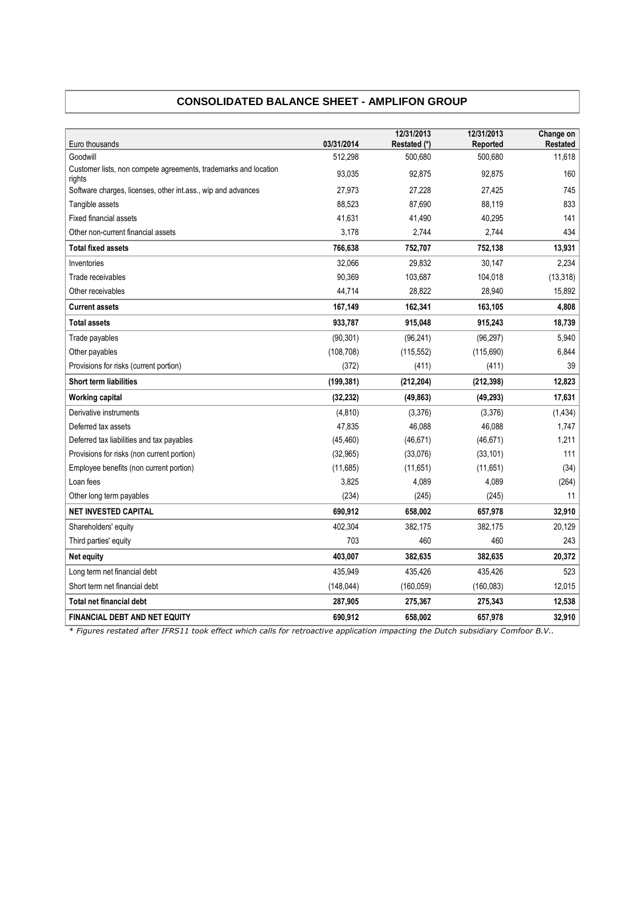## CONSOLIDATED BALANCE SHEET - AMPLIFON GROUP

| Euro thousands | 03/31/2014 | 12/31/2013 Restated (*) | 12/31/2013 Reported | Change on Restated |
|---|---|---|---|---|
| Goodwill | 512,298 | 500,680 | 500,680 | 11,618 |
| Customer lists, non compete agreements, trademarks and location rights | 93,035 | 92,875 | 92,875 | 160 |
| Software charges, licenses, other int.ass., wip and advances | 27,973 | 27,228 | 27,425 | 745 |
| Tangible assets | 88,523 | 87,690 | 88,119 | 833 |
| Fixed financial assets | 41,631 | 41,490 | 40,295 | 141 |
| Other non-current financial assets | 3,178 | 2,744 | 2,744 | 434 |
| **Total fixed assets** | **766,638** | **752,707** | **752,138** | **13,931** |
| Inventories | 32,066 | 29,832 | 30,147 | 2,234 |
| Trade receivables | 90,369 | 103,687 | 104,018 | (13,318) |
| Other receivables | 44,714 | 28,822 | 28,940 | 15,892 |
| **Current assets** | **167,149** | **162,341** | **163,105** | **4,808** |
| **Total assets** | **933,787** | **915,048** | **915,243** | **18,739** |
| Trade payables | (90,301) | (96,241) | (96,297) | 5,940 |
| Other payables | (108,708) | (115,552) | (115,690) | 6,844 |
| Provisions for risks (current portion) | (372) | (411) | (411) | 39 |
| **Short term liabilities** | **(199,381)** | **(212,204)** | **(212,398)** | **12,823** |
| **Working capital** | **(32,232)** | **(49,863)** | **(49,293)** | **17,631** |
| Derivative instruments | (4,810) | (3,376) | (3,376) | (1,434) |
| Deferred tax assets | 47,835 | 46,088 | 46,088 | 1,747 |
| Deferred tax liabilities and tax payables | (45,460) | (46,671) | (46,671) | 1,211 |
| Provisions for risks (non current portion) | (32,965) | (33,076) | (33,101) | 111 |
| Employee benefits (non current portion) | (11,685) | (11,651) | (11,651) | (34) |
| Loan fees | 3,825 | 4,089 | 4,089 | (264) |
| Other long term payables | (234) | (245) | (245) | 11 |
| **NET INVESTED CAPITAL** | **690,912** | **658,002** | **657,978** | **32,910** |
| Shareholders' equity | 402,304 | 382,175 | 382,175 | 20,129 |
| Third parties' equity | 703 | 460 | 460 | 243 |
| **Net equity** | **403,007** | **382,635** | **382,635** | **20,372** |
| Long term net financial debt | 435,949 | 435,426 | 435,426 | 523 |
| Short term net financial debt | (148,044) | (160,059) | (160,083) | 12,015 |
| **Total net financial debt** | **287,905** | **275,367** | **275,343** | **12,538** |
| **FINANCIAL DEBT AND NET EQUITY** | **690,912** | **658,002** | **657,978** | **32,910** |

*\* Figures restated after IFRS11 took effect which calls for retroactive application impacting the Dutch subsidiary Comfoor B.V..*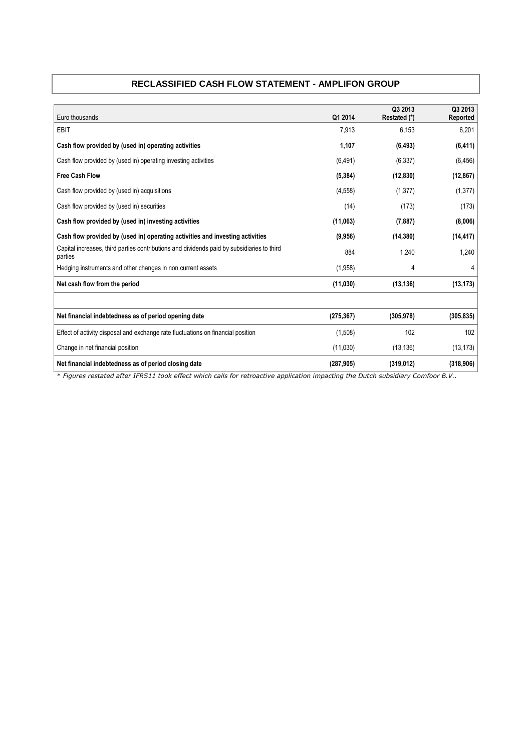## RECLASSIFIED CASH FLOW STATEMENT - AMPLIFON GROUP

| Euro thousands | Q1 2014 | Q3 2013 Restated (*) | Q3 2013 Reported |
|---|---|---|---|
| EBIT | 7,913 | 6,153 | 6,201 |
| **Cash flow provided by (used in) operating activities** | **1,107** | **(6,493)** | **(6,411)** |
| Cash flow provided by (used in) operating investing activities | (6,491) | (6,337) | (6,456) |
| **Free Cash Flow** | **(5,384)** | **(12,830)** | **(12,867)** |
| Cash flow provided by (used in) acquisitions | (4,558) | (1,377) | (1,377) |
| Cash flow provided by (used in) securities | (14) | (173) | (173) |
| **Cash flow provided by (used in) investing activities** | **(11,063)** | **(7,887)** | **(8,006)** |
| **Cash flow provided by (used in) operating activities and investing activities** | **(9,956)** | **(14,380)** | **(14,417)** |
| Capital increases, third parties contributions and dividends paid by subsidiaries to third parties | 884 | 1,240 | 1,240 |
| Hedging instruments and other changes in non current assets | (1,958) | 4 | 4 |
| **Net cash flow from the period** | **(11,030)** | **(13,136)** | **(13,173)** |
| | | | |
| **Net financial indebtedness as of period opening date** | **(275,367)** | **(305,978)** | **(305,835)** |
| Effect of activity disposal and exchange rate fluctuations on financial position | (1,508) | 102 | 102 |
| Change in net financial position | (11,030) | (13,136) | (13,173) |
| **Net financial indebtedness as of period closing date** | **(287,905)** | **(319,012)** | **(318,906)** |

*\* Figures restated after IFRS11 took effect which calls for retroactive application impacting the Dutch subsidiary Comfoor B.V..*